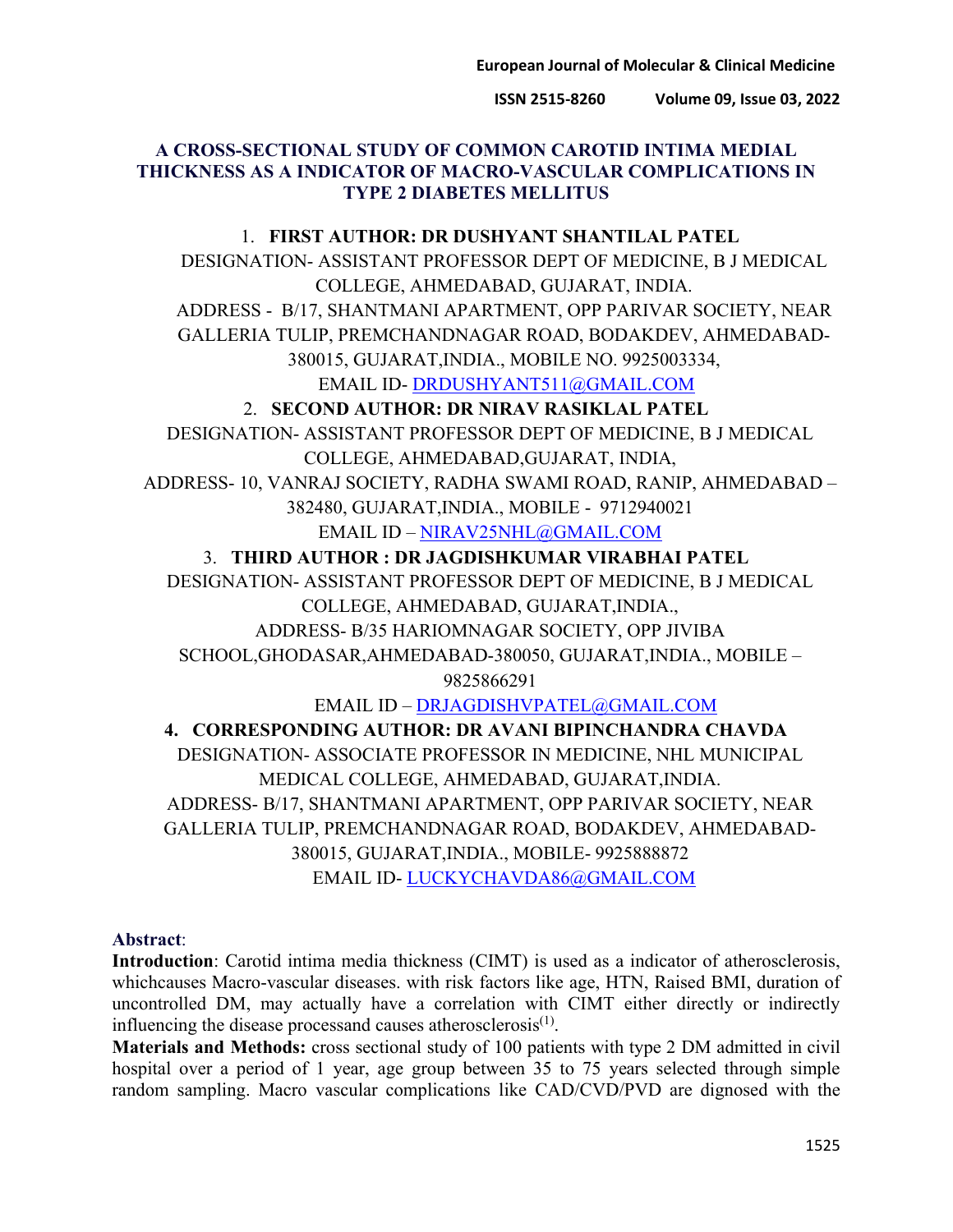# A CROSS-SECTIONAL STUDY OF COMMON CAROTID INTIMA MEDIAL THICKNESS AS A INDICATOR OF MACRO-VASCULAR COMPLICATIONS IN TYPE 2 DIABETES MELLITUS

1. **FIRST AUTHOR: DR DUSHYANT SHANTILAL PATEL**
   DESIGNATION- ASSISTANT PROFESSOR DEPT OF MEDICINE, B J MEDICAL COLLEGE, AHMEDABAD, GUJARAT, INDIA.
   ADDRESS - B/17, SHANTMANI APARTMENT, OPP PARIVAR SOCIETY, NEAR GALLERIA TULIP, PREMCHANDNAGAR ROAD, BODAKDEV, AHMEDABAD-380015, GUJARAT,INDIA., MOBILE NO. 9925003334,
   EMAIL ID- DRDUSHYANT511@GMAIL.COM
2. **SECOND AUTHOR: DR NIRAV RASIKLAL PATEL**
   DESIGNATION- ASSISTANT PROFESSOR DEPT OF MEDICINE, B J MEDICAL COLLEGE, AHMEDABAD,GUJARAT, INDIA,
   ADDRESS- 10, VANRAJ SOCIETY, RADHA SWAMI ROAD, RANIP, AHMEDABAD – 382480, GUJARAT,INDIA., MOBILE - 9712940021
   EMAIL ID – NIRAV25NHL@GMAIL.COM
3. **THIRD AUTHOR : DR JAGDISHKUMAR VIRABHAI PATEL**
   DESIGNATION- ASSISTANT PROFESSOR DEPT OF MEDICINE, B J MEDICAL COLLEGE, AHMEDABAD, GUJARAT,INDIA.,
   ADDRESS- B/35 HARIOMNAGAR SOCIETY, OPP JIVIBA SCHOOL,GHODASAR,AHMEDABAD-380050, GUJARAT,INDIA., MOBILE – 9825866291
   EMAIL ID – DRJAGDISHVPATEL@GMAIL.COM
4. **CORRESPONDING AUTHOR: DR AVANI BIPINCHANDRA CHAVDA**
   DESIGNATION- ASSOCIATE PROFESSOR IN MEDICINE, NHL MUNICIPAL MEDICAL COLLEGE, AHMEDABAD, GUJARAT,INDIA.
   ADDRESS- B/17, SHANTMANI APARTMENT, OPP PARIVAR SOCIETY, NEAR GALLERIA TULIP, PREMCHANDNAGAR ROAD, BODAKDEV, AHMEDABAD-380015, GUJARAT,INDIA., MOBILE- 9925888872
   EMAIL ID- LUCKYCHAVDA86@GMAIL.COM

## Abstract:

**Introduction**: Carotid intima media thickness (CIMT) is used as a indicator of atherosclerosis, whichcauses Macro-vascular diseases. with risk factors like age, HTN, Raised BMI, duration of uncontrolled DM, may actually have a correlation with CIMT either directly or indirectly influencing the disease processand causes atherosclerosis[1].

**Materials and Methods:** cross sectional study of 100 patients with type 2 DM admitted in civil hospital over a period of 1 year, age group between 35 to 75 years selected through simple random sampling. Macro vascular complications like CAD/CVD/PVD are dignosed with the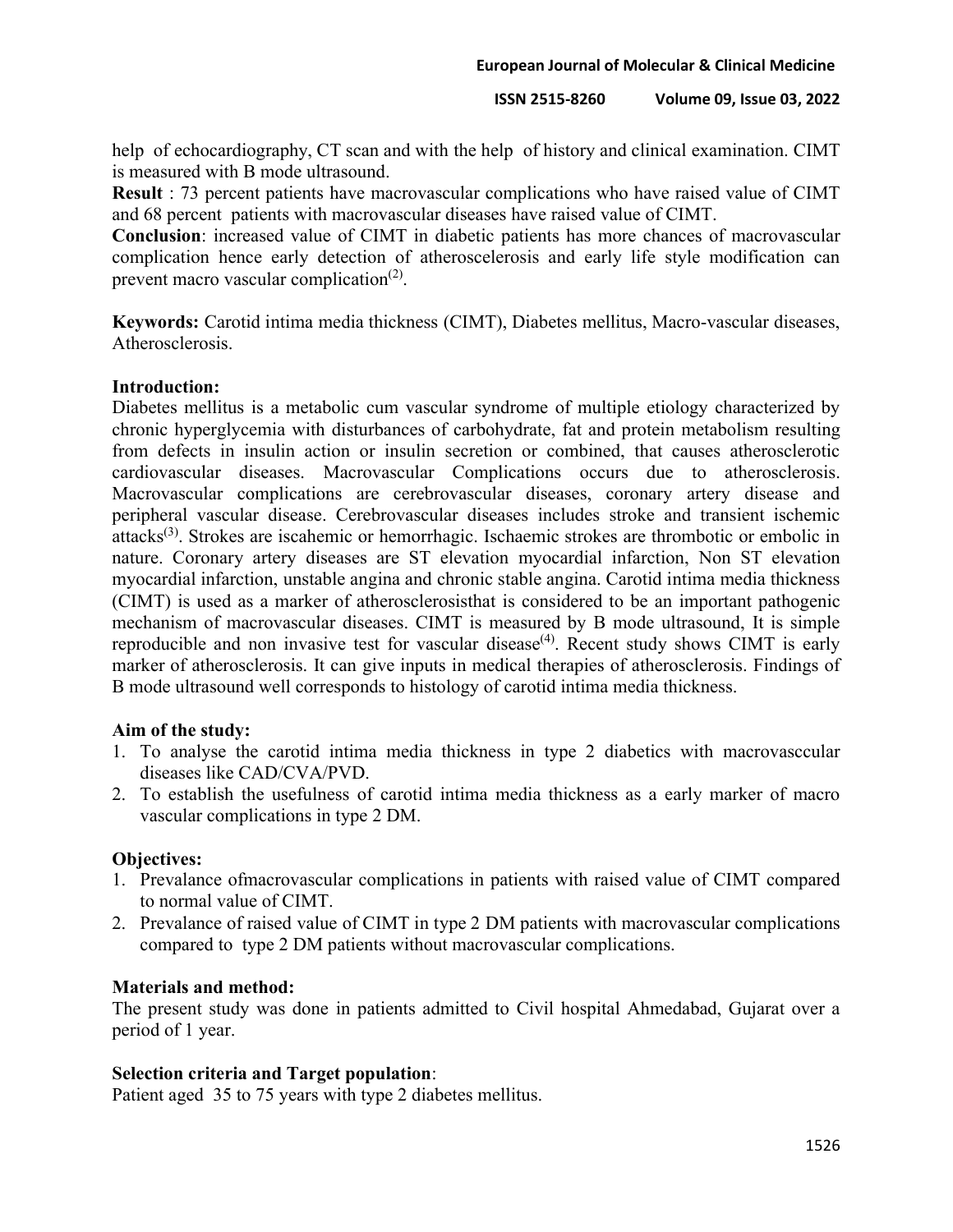help of echocardiography, CT scan and with the help of history and clinical examination. CIMT is measured with B mode ultrasound.

**Result** : 73 percent patients have macrovascular complications who have raised value of CIMT and 68 percent patients with macrovascular diseases have raised value of CIMT.

**Conclusion**: increased value of CIMT in diabetic patients has more chances of macrovascular complication hence early detection of atheroscelerosis and early life style modification can prevent macro vascular complication[2].

**Keywords:** Carotid intima media thickness (CIMT), Diabetes mellitus, Macro-vascular diseases, Atherosclerosis.

## Introduction:

Diabetes mellitus is a metabolic cum vascular syndrome of multiple etiology characterized by chronic hyperglycemia with disturbances of carbohydrate, fat and protein metabolism resulting from defects in insulin action or insulin secretion or combined, that causes atherosclerotic cardiovascular diseases. Macrovascular Complications occurs due to atherosclerosis. Macrovascular complications are cerebrovascular diseases, coronary artery disease and peripheral vascular disease. Cerebrovascular diseases includes stroke and transient ischemic attacks[3]. Strokes are iscahemic or hemorrhagic. Ischaemic strokes are thrombotic or embolic in nature. Coronary artery diseases are ST elevation myocardial infarction, Non ST elevation myocardial infarction, unstable angina and chronic stable angina. Carotid intima media thickness (CIMT) is used as a marker of atherosclerosisthat is considered to be an important pathogenic mechanism of macrovascular diseases. CIMT is measured by B mode ultrasound, It is simple reproducible and non invasive test for vascular disease[4]. Recent study shows CIMT is early marker of atherosclerosis. It can give inputs in medical therapies of atherosclerosis. Findings of B mode ultrasound well corresponds to histology of carotid intima media thickness.

## Aim of the study:

1. To analyse the carotid intima media thickness in type 2 diabetics with macrovasccular diseases like CAD/CVA/PVD.
2. To establish the usefulness of carotid intima media thickness as a early marker of macro vascular complications in type 2 DM.

## Objectives:

1. Prevalance ofmacrovascular complications in patients with raised value of CIMT compared to normal value of CIMT.
2. Prevalance of raised value of CIMT in type 2 DM patients with macrovascular complications compared to type 2 DM patients without macrovascular complications.

## Materials and method:

The present study was done in patients admitted to Civil hospital Ahmedabad, Gujarat over a period of 1 year.

## Selection criteria and Target population:

Patient aged 35 to 75 years with type 2 diabetes mellitus.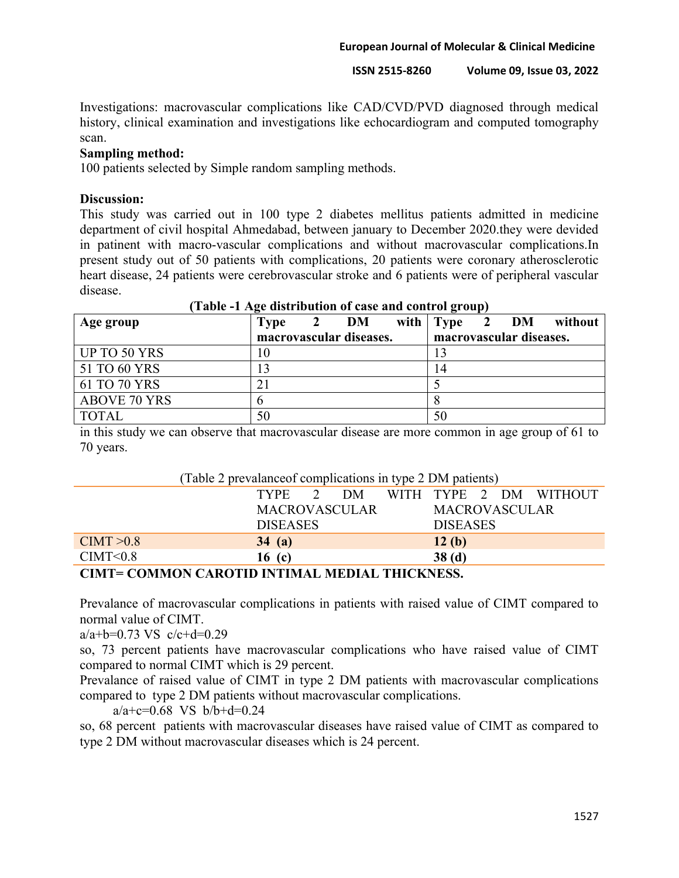Investigations: macrovascular complications like CAD/CVD/PVD diagnosed through medical history, clinical examination and investigations like echocardiogram and computed tomography scan.

**Sampling method:**

100 patients selected by Simple random sampling methods.

**Discussion:**

This study was carried out in 100 type 2 diabetes mellitus patients admitted in medicine department of civil hospital Ahmedabad, between january to December 2020.they were devided in patinent with macro-vascular complications and without macrovascular complications.In present study out of 50 patients with complications, 20 patients were coronary atherosclerotic heart disease, 24 patients were cerebrovascular stroke and 6 patients were of peripheral vascular disease.

**(Table -1 Age distribution of case and control group)**

| **Age group** | **Type 2 DM with macrovascular diseases.** | **Type 2 DM without macrovascular diseases.** |
|---|---|---|
| UP TO 50 YRS | 10 | 13 |
| 51 TO 60 YRS | 13 | 14 |
| 61 TO 70 YRS | 21 | 5 |
| ABOVE 70 YRS | 6 | 8 |
| TOTAL | 50 | 50 |

in this study we can observe that macrovascular disease are more common in age group of 61 to 70 years.

(Table 2 prevalanceof complications in type 2 DM patients)

| | TYPE 2 DM WITH MACROVASCULAR DISEASES | TYPE 2 DM WITHOUT MACROVASCULAR DISEASES |
|---|---|---|
| CIMT >0.8 | **34 (a)** | **12 (b)** |
| CIMT<0.8 | **16 (c)** | **38 (d)** |

**CIMT= COMMON CAROTID INTIMAL MEDIAL THICKNESS.**

Prevalance of macrovascular complications in patients with raised value of CIMT compared to normal value of CIMT.

a/a+b=0.73 VS c/c+d=0.29

so, 73 percent patients have macrovascular complications who have raised value of CIMT compared to normal CIMT which is 29 percent.

Prevalance of raised value of CIMT in type 2 DM patients with macrovascular complications compared to type 2 DM patients without macrovascular complications.

a/a+c=0.68 VS b/b+d=0.24

so, 68 percent patients with macrovascular diseases have raised value of CIMT as compared to type 2 DM without macrovascular diseases which is 24 percent.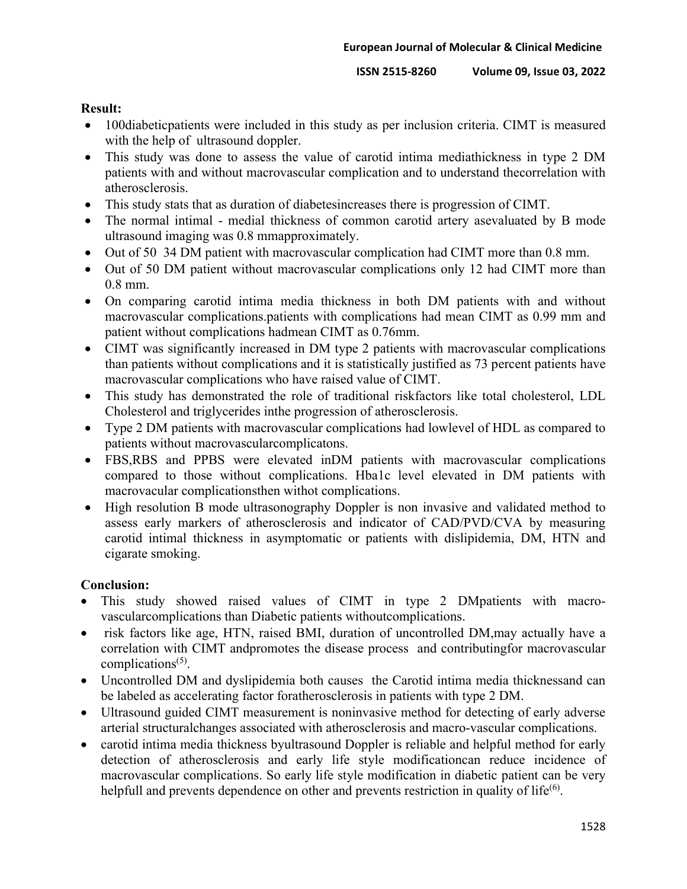**Result:**

- 100diabeticpatients were included in this study as per inclusion criteria. CIMT is measured with the help of ultrasound doppler.
- This study was done to assess the value of carotid intima mediathickness in type 2 DM patients with and without macrovascular complication and to understand thecorrelation with atherosclerosis.
- This study stats that as duration of diabetesincreases there is progression of CIMT.
- The normal intimal - medial thickness of common carotid artery asevaluated by B mode ultrasound imaging was 0.8 mmapproximately.
- Out of 50 34 DM patient with macrovascular complication had CIMT more than 0.8 mm.
- Out of 50 DM patient without macrovascular complications only 12 had CIMT more than 0.8 mm.
- On comparing carotid intima media thickness in both DM patients with and without macrovascular complications.patients with complications had mean CIMT as 0.99 mm and patient without complications hadmean CIMT as 0.76mm.
- CIMT was significantly increased in DM type 2 patients with macrovascular complications than patients without complications and it is statistically justified as 73 percent patients have macrovascular complications who have raised value of CIMT.
- This study has demonstrated the role of traditional riskfactors like total cholesterol, LDL Cholesterol and triglycerides inthe progression of atherosclerosis.
- Type 2 DM patients with macrovascular complications had lowlevel of HDL as compared to patients without macrovascularcomplicatons.
- FBS,RBS and PPBS were elevated inDM patients with macrovascular complications compared to those without complications. Hba1c level elevated in DM patients with macrovacular complicationsthen withot complications.
- High resolution B mode ultrasonography Doppler is non invasive and validated method to assess early markers of atherosclerosis and indicator of CAD/PVD/CVA by measuring carotid intimal thickness in asymptomatic or patients with dislipidemia, DM, HTN and cigarate smoking.

**Conclusion:**

- This study showed raised values of CIMT in type 2 DMpatients with macro-vascularcomplications than Diabetic patients withoutcomplications.
- risk factors like age, HTN, raised BMI, duration of uncontrolled DM,may actually have a correlation with CIMT andpromotes the disease process and contributingfor macrovascular complications[5].
- Uncontrolled DM and dyslipidemia both causes the Carotid intima media thicknessand can be labeled as accelerating factor foratherosclerosis in patients with type 2 DM.
- Ultrasound guided CIMT measurement is noninvasive method for detecting of early adverse arterial structuralchanges associated with atherosclerosis and macro-vascular complications.
- carotid intima media thickness byultrasound Doppler is reliable and helpful method for early detection of atherosclerosis and early life style modificationcan reduce incidence of macrovascular complications. So early life style modification in diabetic patient can be very helpfull and prevents dependence on other and prevents restriction in quality of life[6].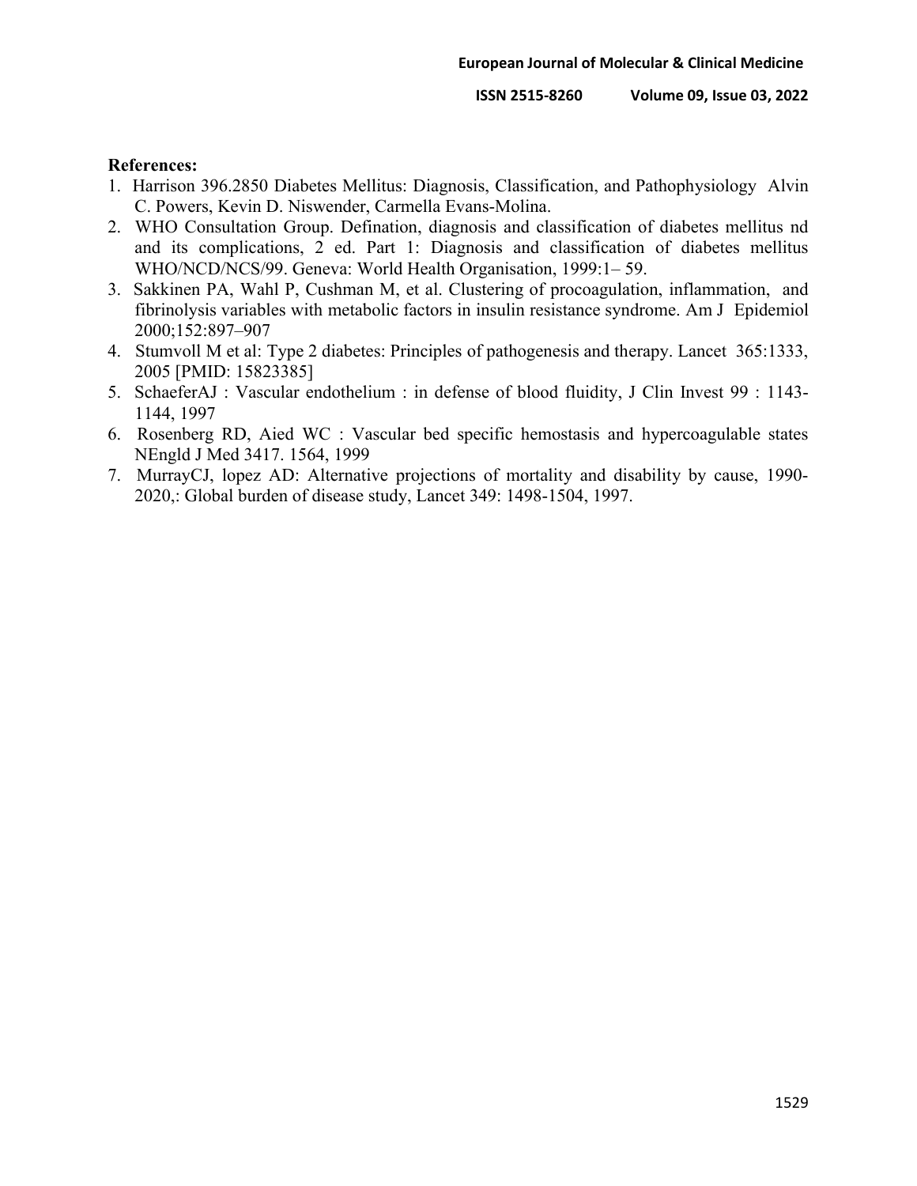**References:**

1. Harrison 396.2850 Diabetes Mellitus: Diagnosis, Classification, and Pathophysiology Alvin C. Powers, Kevin D. Niswender, Carmella Evans-Molina.
2. WHO Consultation Group. Defination, diagnosis and classification of diabetes mellitus nd and its complications, 2 ed. Part 1: Diagnosis and classification of diabetes mellitus WHO/NCD/NCS/99. Geneva: World Health Organisation, 1999:1– 59.
3. Sakkinen PA, Wahl P, Cushman M, et al. Clustering of procoagulation, inflammation, and fibrinolysis variables with metabolic factors in insulin resistance syndrome. Am J Epidemiol 2000;152:897–907
4. Stumvoll M et al: Type 2 diabetes: Principles of pathogenesis and therapy. Lancet 365:1333, 2005 [PMID: 15823385]
5. SchaeferAJ : Vascular endothelium : in defense of blood fluidity, J Clin Invest 99 : 1143-1144, 1997
6. Rosenberg RD, Aied WC : Vascular bed specific hemostasis and hypercoagulable states NEngld J Med 3417. 1564, 1999
7. MurrayCJ, lopez AD: Alternative projections of mortality and disability by cause, 1990-2020,: Global burden of disease study, Lancet 349: 1498-1504, 1997.